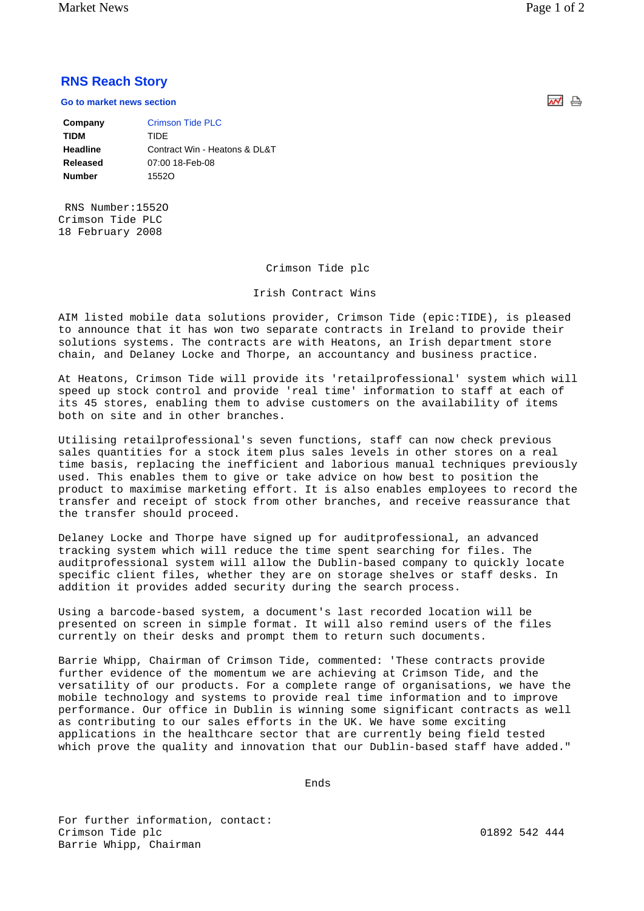## RNS Reach Story

Go to market news section

| Company | Crimson Tide PLC |
|---|---|
| TIDM | TIDE |
| Headline | Contract Win - Heatons & DL&T |
| Released | 07:00 18-Feb-08 |
| Number | 1552O |

RNS Number:1552O
Crimson Tide PLC
18 February 2008

Crimson Tide plc

Irish Contract Wins

AIM listed mobile data solutions provider, Crimson Tide (epic:TIDE), is pleased to announce that it has won two separate contracts in Ireland to provide their solutions systems. The contracts are with Heatons, an Irish department store chain, and Delaney Locke and Thorpe, an accountancy and business practice.

At Heatons, Crimson Tide will provide its 'retailprofessional' system which will speed up stock control and provide 'real time' information to staff at each of its 45 stores, enabling them to advise customers on the availability of items both on site and in other branches.

Utilising retailprofessional's seven functions, staff can now check previous sales quantities for a stock item plus sales levels in other stores on a real time basis, replacing the inefficient and laborious manual techniques previously used. This enables them to give or take advice on how best to position the product to maximise marketing effort. It is also enables employees to record the transfer and receipt of stock from other branches, and receive reassurance that the transfer should proceed.

Delaney Locke and Thorpe have signed up for auditprofessional, an advanced tracking system which will reduce the time spent searching for files. The auditprofessional system will allow the Dublin-based company to quickly locate specific client files, whether they are on storage shelves or staff desks. In addition it provides added security during the search process.

Using a barcode-based system, a document's last recorded location will be presented on screen in simple format. It will also remind users of the files currently on their desks and prompt them to return such documents.

Barrie Whipp, Chairman of Crimson Tide, commented: 'These contracts provide further evidence of the momentum we are achieving at Crimson Tide, and the versatility of our products. For a complete range of organisations, we have the mobile technology and systems to provide real time information and to improve performance. Our office in Dublin is winning some significant contracts as well as contributing to our sales efforts in the UK. We have some exciting applications in the healthcare sector that are currently being field tested which prove the quality and innovation that our Dublin-based staff have added."

Ends

For further information, contact:
Crimson Tide plc — 01892 542 444
Barrie Whipp, Chairman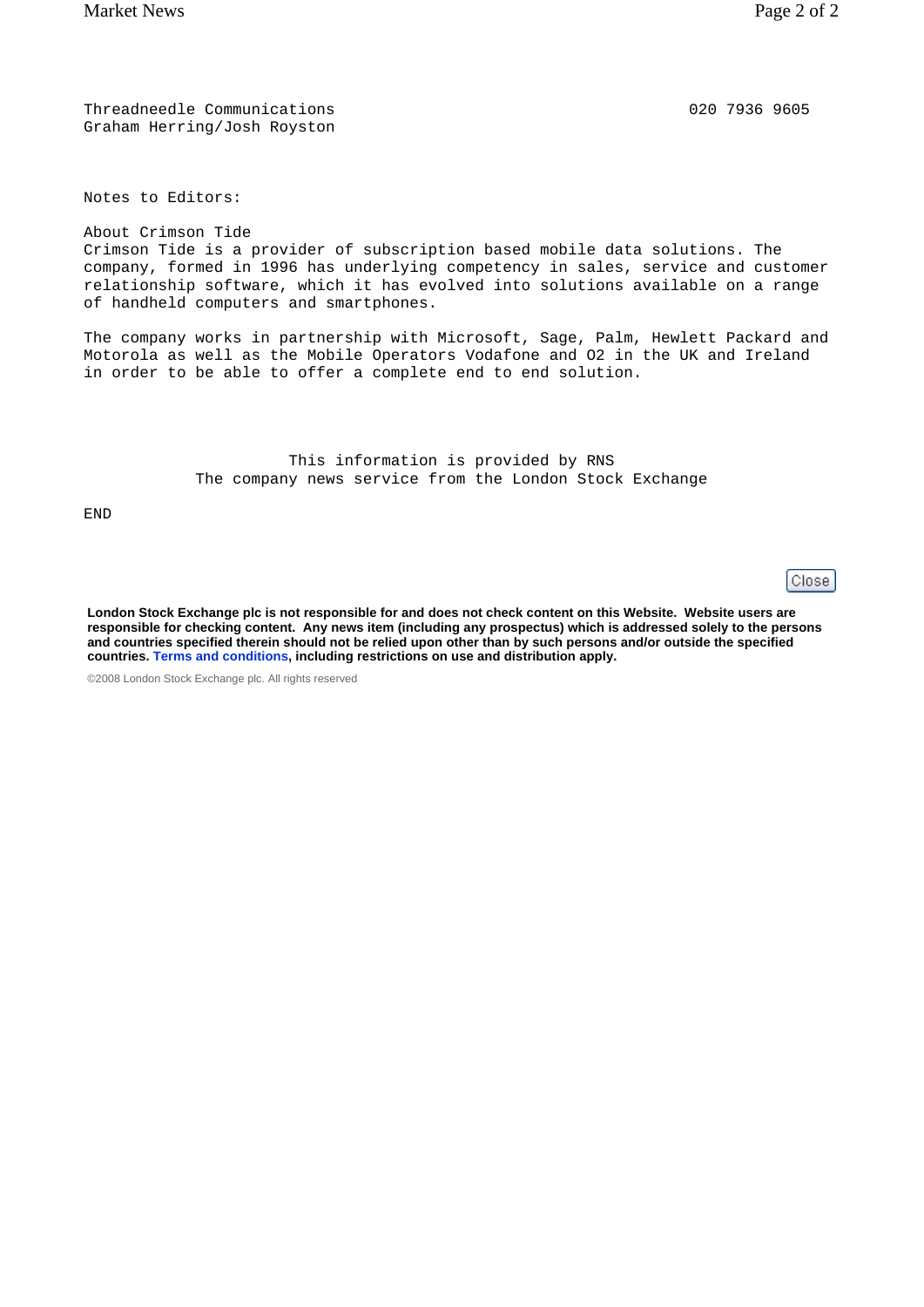Threadneedle Communications 020 7936 9605
Graham Herring/Josh Royston

Notes to Editors:

About Crimson Tide
Crimson Tide is a provider of subscription based mobile data solutions. The company, formed in 1996 has underlying competency in sales, service and customer relationship software, which it has evolved into solutions available on a range of handheld computers and smartphones.

The company works in partnership with Microsoft, Sage, Palm, Hewlett Packard and Motorola as well as the Mobile Operators Vodafone and O2 in the UK and Ireland in order to be able to offer a complete end to end solution.

This information is provided by RNS
The company news service from the London Stock Exchange

END

Close

**London Stock Exchange plc is not responsible for and does not check content on this Website. Website users are responsible for checking content. Any news item (including any prospectus) which is addressed solely to the persons and countries specified therein should not be relied upon other than by such persons and/or outside the specified countries. Terms and conditions, including restrictions on use and distribution apply.**

©2008 London Stock Exchange plc. All rights reserved